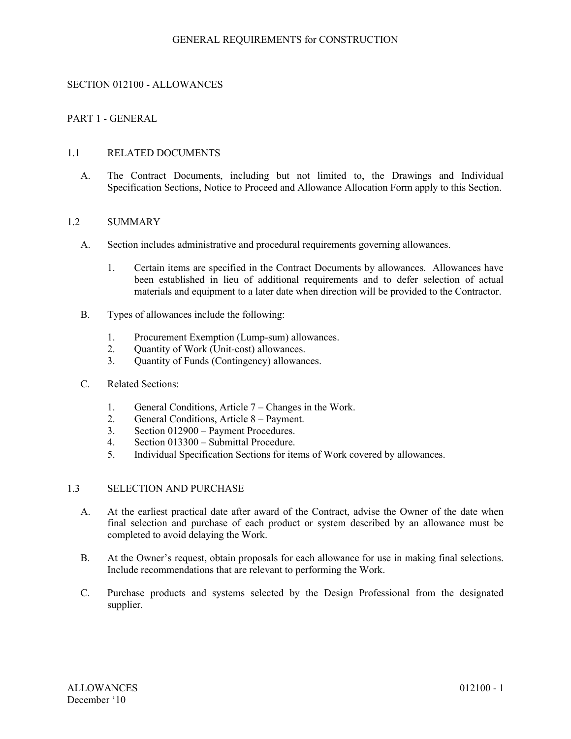# SECTION 012100 - ALLOWANCES

## PART 1 - GENERAL

### 1.1 RELATED DOCUMENTS

A. The Contract Documents, including but not limited to, the Drawings and Individual Specification Sections, Notice to Proceed and Allowance Allocation Form apply to this Section.

### 1.2 SUMMARY

A. Section includes administrative and procedural requirements governing allowances.

1. Certain items are specified in the Contract Documents by allowances. Allowances have been established in lieu of additional requirements and to defer selection of actual materials and equipment to a later date when direction will be provided to the Contractor.

B. Types of allowances include the following:

1. Procurement Exemption (Lump-sum) allowances.
2. Quantity of Work (Unit-cost) allowances.
3. Quantity of Funds (Contingency) allowances.

C. Related Sections:

1. General Conditions, Article 7 – Changes in the Work.
2. General Conditions, Article 8 – Payment.
3. Section 012900 – Payment Procedures.
4. Section 013300 – Submittal Procedure.
5. Individual Specification Sections for items of Work covered by allowances.

### 1.3 SELECTION AND PURCHASE

A. At the earliest practical date after award of the Contract, advise the Owner of the date when final selection and purchase of each product or system described by an allowance must be completed to avoid delaying the Work.

B. At the Owner's request, obtain proposals for each allowance for use in making final selections. Include recommendations that are relevant to performing the Work.

C. Purchase products and systems selected by the Design Professional from the designated supplier.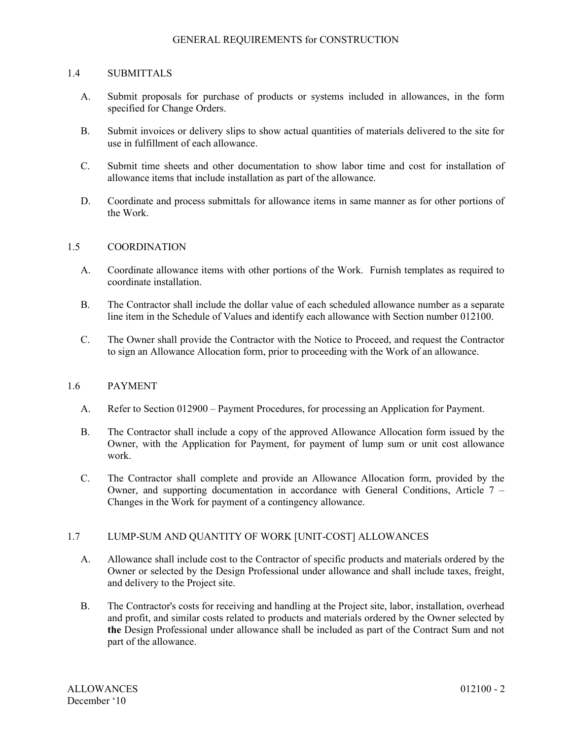## 1.4 SUBMITTALS

A. Submit proposals for purchase of products or systems included in allowances, in the form specified for Change Orders.

B. Submit invoices or delivery slips to show actual quantities of materials delivered to the site for use in fulfillment of each allowance.

C. Submit time sheets and other documentation to show labor time and cost for installation of allowance items that include installation as part of the allowance.

D. Coordinate and process submittals for allowance items in same manner as for other portions of the Work.

## 1.5 COORDINATION

A. Coordinate allowance items with other portions of the Work. Furnish templates as required to coordinate installation.

B. The Contractor shall include the dollar value of each scheduled allowance number as a separate line item in the Schedule of Values and identify each allowance with Section number 012100.

C. The Owner shall provide the Contractor with the Notice to Proceed, and request the Contractor to sign an Allowance Allocation form, prior to proceeding with the Work of an allowance.

## 1.6 PAYMENT

A. Refer to Section 012900 – Payment Procedures, for processing an Application for Payment.

B. The Contractor shall include a copy of the approved Allowance Allocation form issued by the Owner, with the Application for Payment, for payment of lump sum or unit cost allowance work.

C. The Contractor shall complete and provide an Allowance Allocation form, provided by the Owner, and supporting documentation in accordance with General Conditions, Article 7 – Changes in the Work for payment of a contingency allowance.

## 1.7 LUMP-SUM AND QUANTITY OF WORK [UNIT-COST] ALLOWANCES

A. Allowance shall include cost to the Contractor of specific products and materials ordered by the Owner or selected by the Design Professional under allowance and shall include taxes, freight, and delivery to the Project site.

B. The Contractor's costs for receiving and handling at the Project site, labor, installation, overhead and profit, and similar costs related to products and materials ordered by the Owner selected by **the** Design Professional under allowance shall be included as part of the Contract Sum and not part of the allowance.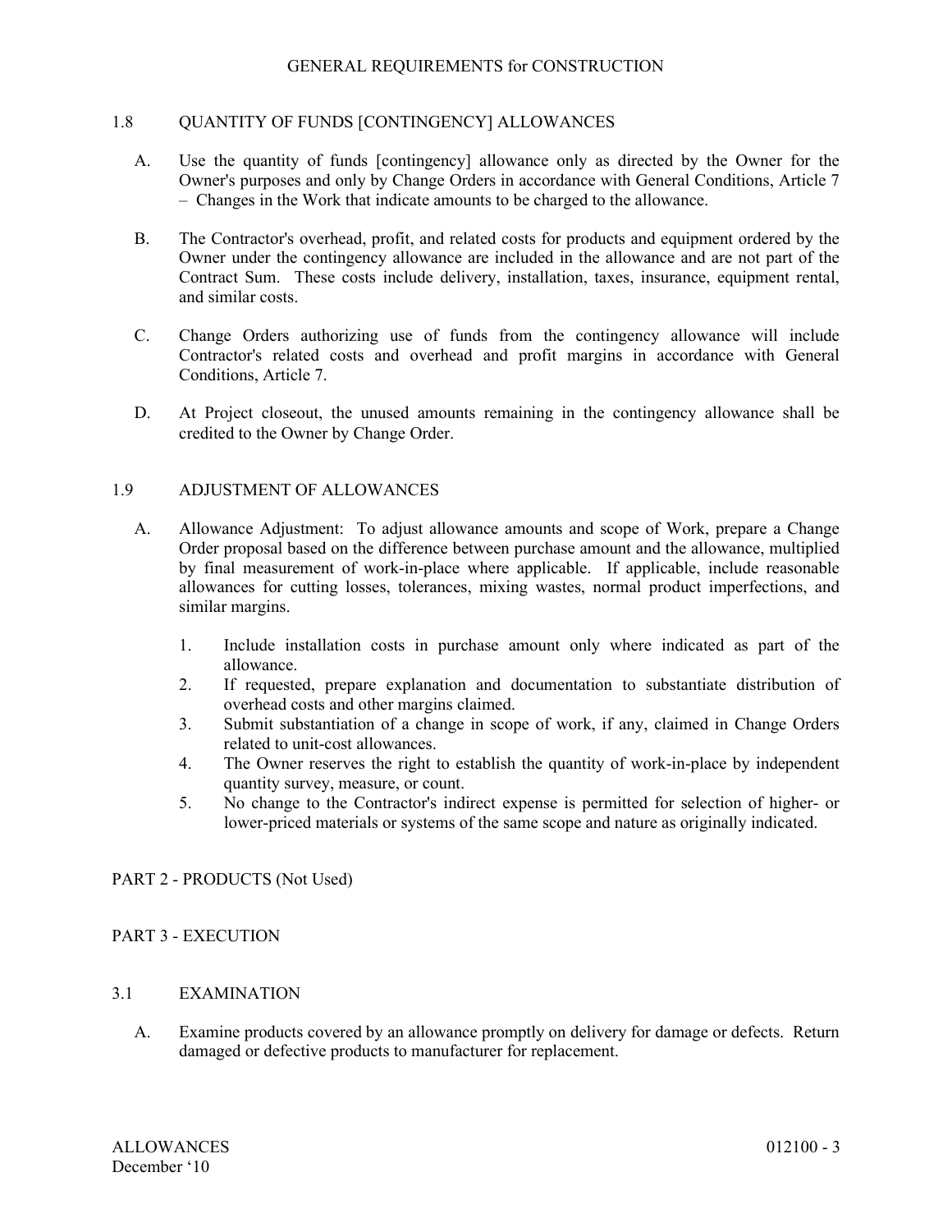## 1.8 QUANTITY OF FUNDS [CONTINGENCY] ALLOWANCES

A. Use the quantity of funds [contingency] allowance only as directed by the Owner for the Owner's purposes and only by Change Orders in accordance with General Conditions, Article 7 – Changes in the Work that indicate amounts to be charged to the allowance.

B. The Contractor's overhead, profit, and related costs for products and equipment ordered by the Owner under the contingency allowance are included in the allowance and are not part of the Contract Sum. These costs include delivery, installation, taxes, insurance, equipment rental, and similar costs.

C. Change Orders authorizing use of funds from the contingency allowance will include Contractor's related costs and overhead and profit margins in accordance with General Conditions, Article 7.

D. At Project closeout, the unused amounts remaining in the contingency allowance shall be credited to the Owner by Change Order.

## 1.9 ADJUSTMENT OF ALLOWANCES

A. Allowance Adjustment: To adjust allowance amounts and scope of Work, prepare a Change Order proposal based on the difference between purchase amount and the allowance, multiplied by final measurement of work-in-place where applicable. If applicable, include reasonable allowances for cutting losses, tolerances, mixing wastes, normal product imperfections, and similar margins.

1. Include installation costs in purchase amount only where indicated as part of the allowance.
2. If requested, prepare explanation and documentation to substantiate distribution of overhead costs and other margins claimed.
3. Submit substantiation of a change in scope of work, if any, claimed in Change Orders related to unit-cost allowances.
4. The Owner reserves the right to establish the quantity of work-in-place by independent quantity survey, measure, or count.
5. No change to the Contractor's indirect expense is permitted for selection of higher- or lower-priced materials or systems of the same scope and nature as originally indicated.

# PART 2 - PRODUCTS (Not Used)

# PART 3 - EXECUTION

## 3.1 EXAMINATION

A. Examine products covered by an allowance promptly on delivery for damage or defects. Return damaged or defective products to manufacturer for replacement.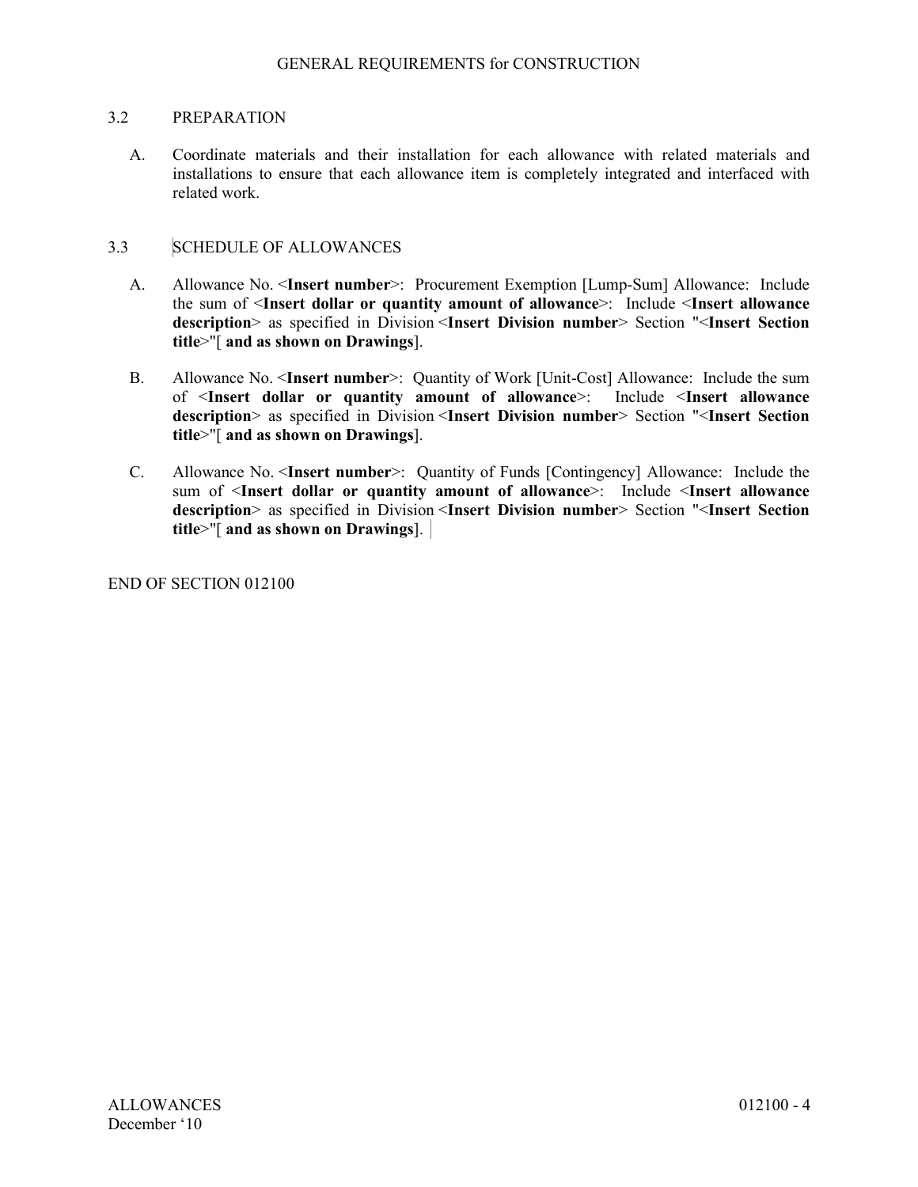## 3.2 PREPARATION

A. Coordinate materials and their installation for each allowance with related materials and installations to ensure that each allowance item is completely integrated and interfaced with related work.

## 3.3 SCHEDULE OF ALLOWANCES

A. Allowance No. <**Insert number**>: Procurement Exemption [Lump-Sum] Allowance: Include the sum of <**Insert dollar or quantity amount of allowance**>: Include <**Insert allowance description**> as specified in Division <**Insert Division number**> Section "<**Insert Section title**>"[ **and as shown on Drawings**].

B. Allowance No. <**Insert number**>: Quantity of Work [Unit-Cost] Allowance: Include the sum of <**Insert dollar or quantity amount of allowance**>: Include <**Insert allowance description**> as specified in Division <**Insert Division number**> Section "<**Insert Section title**>"[ **and as shown on Drawings**].

C. Allowance No. <**Insert number**>: Quantity of Funds [Contingency] Allowance: Include the sum of <**Insert dollar or quantity amount of allowance**>: Include <**Insert allowance description**> as specified in Division <**Insert Division number**> Section "<**Insert Section title**>"[ **and as shown on Drawings**].

END OF SECTION 012100